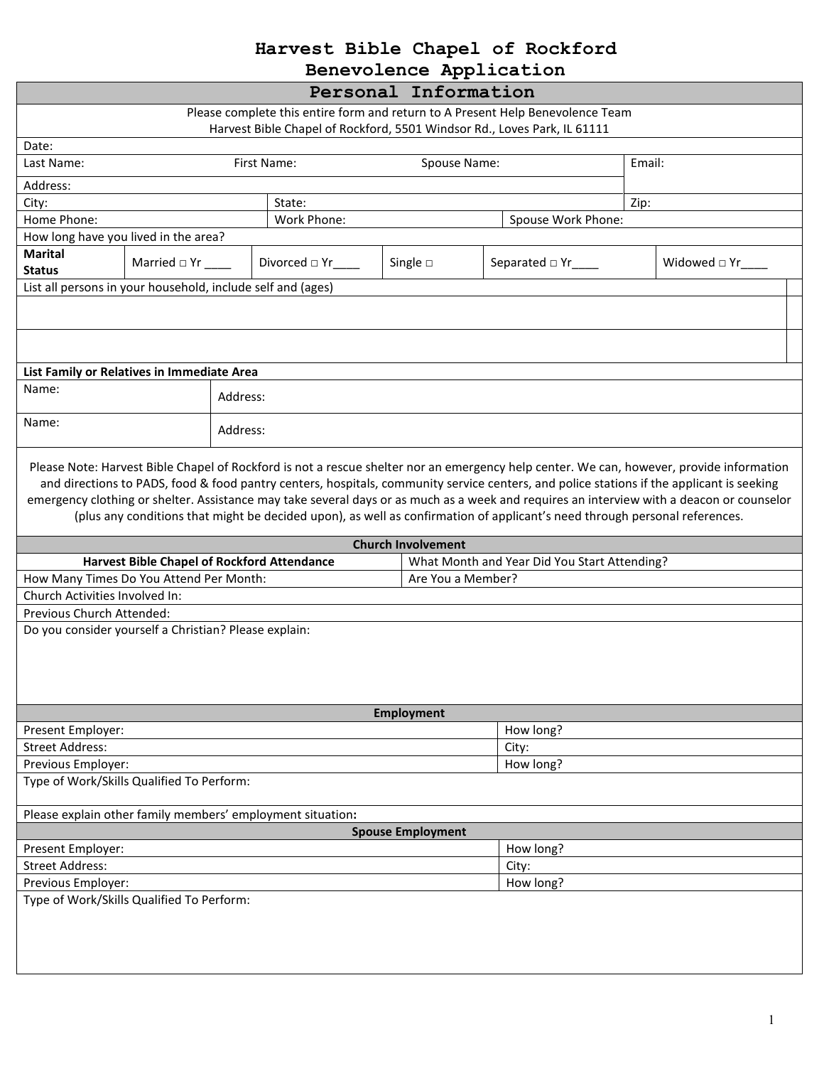# Harvest Bible Chapel of Rockford
# Benevolence Application

## Personal Information

Please complete this entire form and return to A Present Help Benevolence Team
Harvest Bible Chapel of Rockford, 5501 Windsor Rd., Loves Park, IL 61111

Date:

| Last Name: | First Name: | Spouse Name: | Email: |
|---|---|---|---|
| Address: | | | |
| City: | State: | | Zip: |
| Home Phone: | Work Phone: | Spouse Work Phone: | |

How long have you lived in the area?

| **Marital Status** | Married □ Yr ____ | Divorced □ Yr____ | Single □ | Separated □ Yr____ | Widowed □ Yr____ |
|---|---|---|---|---|---|

List all persons in your household, include self and (ages)

**List Family or Relatives in Immediate Area**

| Name: | Address: |
|---|---|
| Name: | Address: |

Please Note: Harvest Bible Chapel of Rockford is not a rescue shelter nor an emergency help center. We can, however, provide information and directions to PADS, food & food pantry centers, hospitals, community service centers, and police stations if the applicant is seeking emergency clothing or shelter. Assistance may take several days or as much as a week and requires an interview with a deacon or counselor (plus any conditions that might be decided upon), as well as confirmation of applicant's need through personal references.

## Church Involvement

| **Harvest Bible Chapel of Rockford Attendance** | What Month and Year Did You Start Attending? |
|---|---|
| How Many Times Do You Attend Per Month: | Are You a Member? |

Church Activities Involved In:

Previous Church Attended:

Do you consider yourself a Christian? Please explain:

## Employment

| Present Employer: | How long? |
|---|---|
| Street Address: | City: |
| Previous Employer: | How long? |

Type of Work/Skills Qualified To Perform:

Please explain other family members' employment situation**:**

## Spouse Employment

| Present Employer: | How long? |
|---|---|
| Street Address: | City: |
| Previous Employer: | How long? |

Type of Work/Skills Qualified To Perform: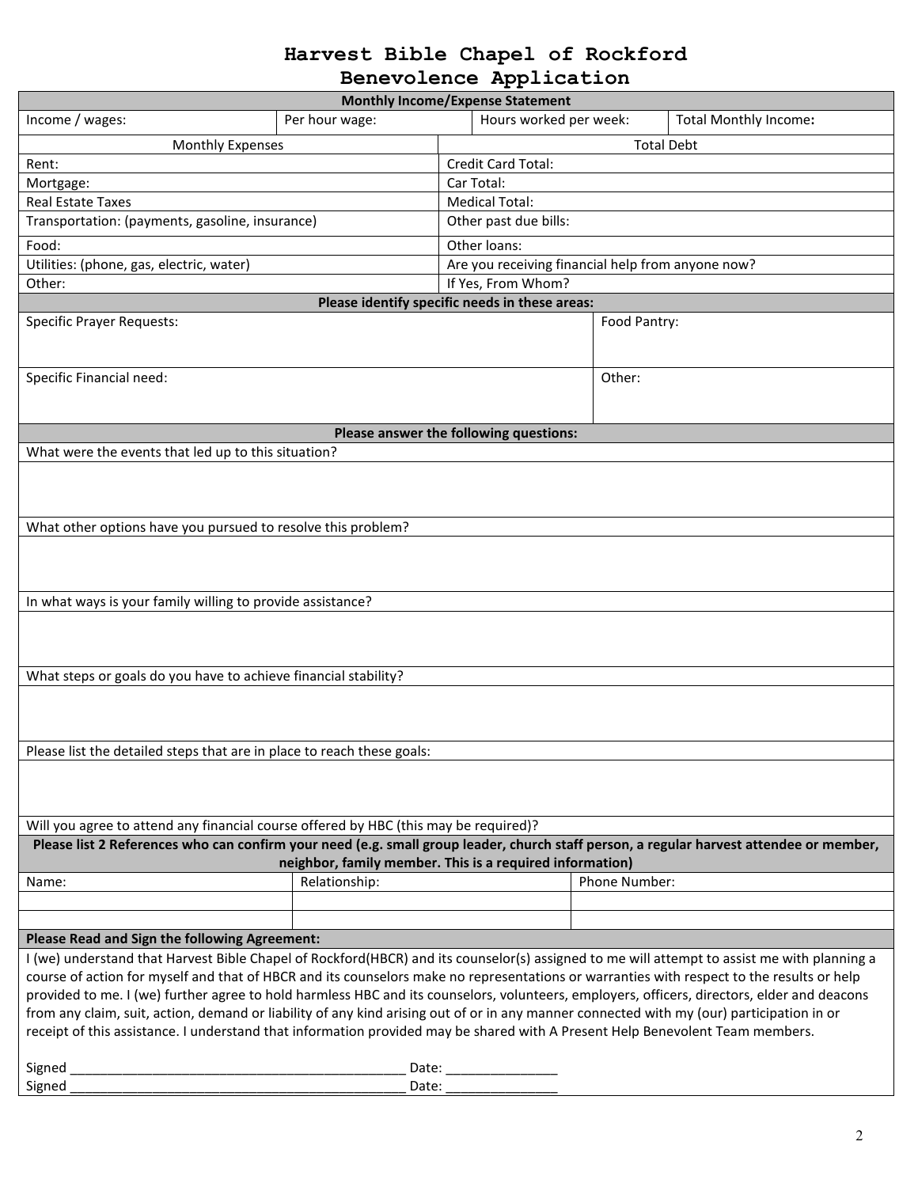# Harvest Bible Chapel of Rockford
## Benevolence Application

| Monthly Income/Expense Statement | | | |
|---|---|---|---|
| Income / wages: | Per hour wage: | Hours worked per week: | **Total Monthly Income:** |

| Monthly Expenses | Total Debt |
|---|---|
| Rent: | Credit Card Total: |
| Mortgage: | Car Total: |
| Real Estate Taxes | Medical Total: |
| Transportation: (payments, gasoline, insurance) | Other past due bills: |
| Food: | Other loans: |
| Utilities: (phone, gas, electric, water) | Are you receiving financial help from anyone now? |
| Other: | If Yes, From Whom? |

| Please identify specific needs in these areas: | |
|---|---|
| Specific Prayer Requests: | Food Pantry: |
| Specific Financial need: | Other: |

**Please answer the following questions:**

What were the events that led up to this situation?

What other options have you pursued to resolve this problem?

In what ways is your family willing to provide assistance?

What steps or goals do you have to achieve financial stability?

Please list the detailed steps that are in place to reach these goals:

Will you agree to attend any financial course offered by HBC (this may be required)?

**Please list 2 References who can confirm your need (e.g. small group leader, church staff person, a regular harvest attendee or member, neighbor, family member. This is a required information)**

| Name: | Relationship: | Phone Number: |
|---|---|---|
| | | |
| | | |

**Please Read and Sign the following Agreement:**

I (we) understand that Harvest Bible Chapel of Rockford(HBCR) and its counselor(s) assigned to me will attempt to assist me with planning a course of action for myself and that of HBCR and its counselors make no representations or warranties with respect to the results or help provided to me. I (we) further agree to hold harmless HBC and its counselors, volunteers, employers, officers, directors, elder and deacons from any claim, suit, action, demand or liability of any kind arising out of or in any manner connected with my (our) participation in or receipt of this assistance. I understand that information provided may be shared with A Present Help Benevolent Team members.

Signed _____________________________________________ Date: _______________

Signed _____________________________________________ Date: _______________